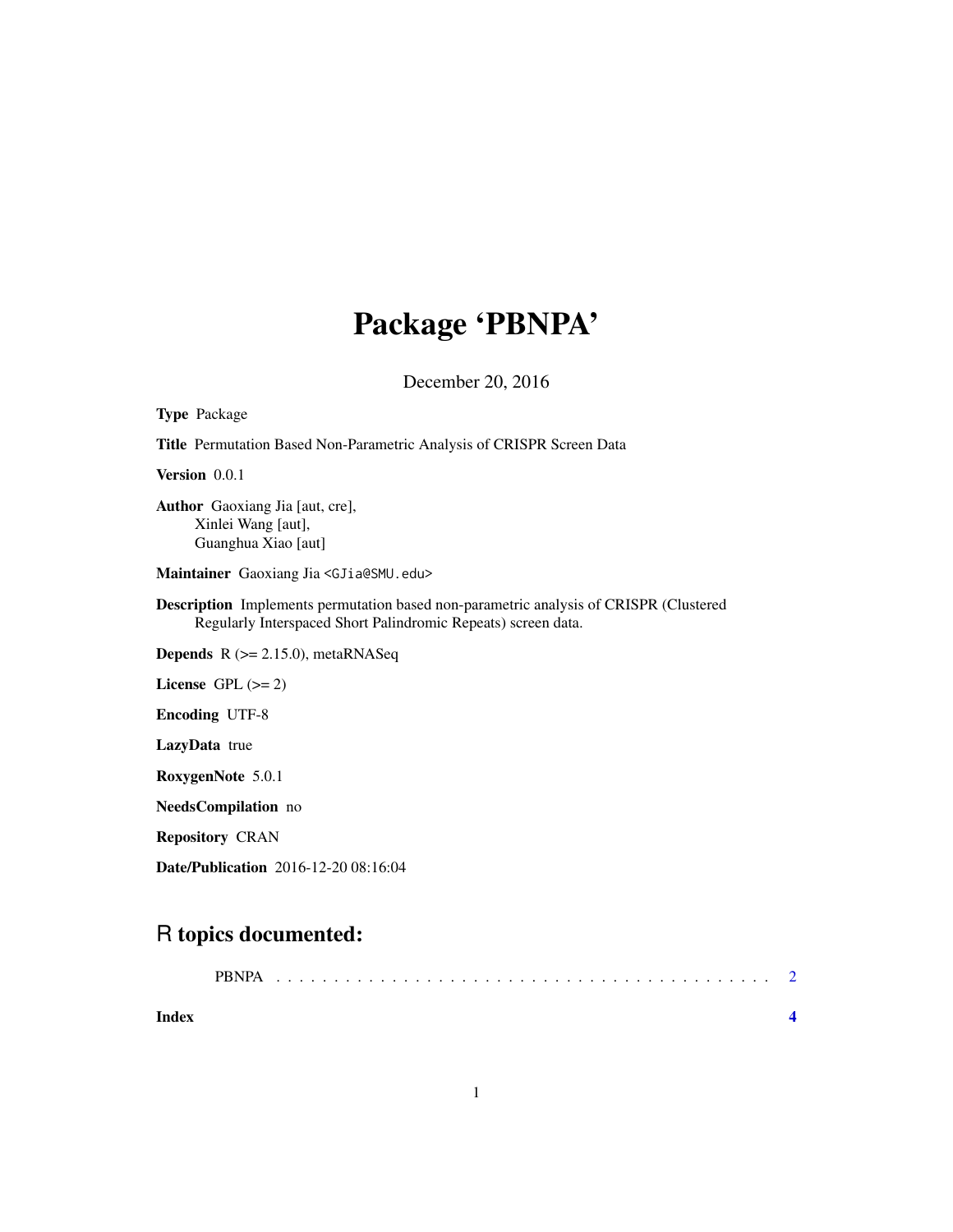# Package 'PBNPA'

December 20, 2016

**Type** Package

**Title** Permutation Based Non-Parametric Analysis of CRISPR Screen Data

**Version** 0.0.1

**Author** Gaoxiang Jia [aut, cre],
Xinlei Wang [aut],
Guanghua Xiao [aut]

**Maintainer** Gaoxiang Jia <GJia@SMU.edu>

**Description** Implements permutation based non-parametric analysis of CRISPR (Clustered Regularly Interspaced Short Palindromic Repeats) screen data.

**Depends** R (>= 2.15.0), metaRNASeq

**License** GPL (>= 2)

**Encoding** UTF-8

**LazyData** true

**RoxygenNote** 5.0.1

**NeedsCompilation** no

**Repository** CRAN

**Date/Publication** 2016-12-20 08:16:04

## R topics documented:

PBNPA . . . . . . . . . . . . . . . . . . . . . . . . . . . . . . . . . . . . . . . . . 2

**Index** **4**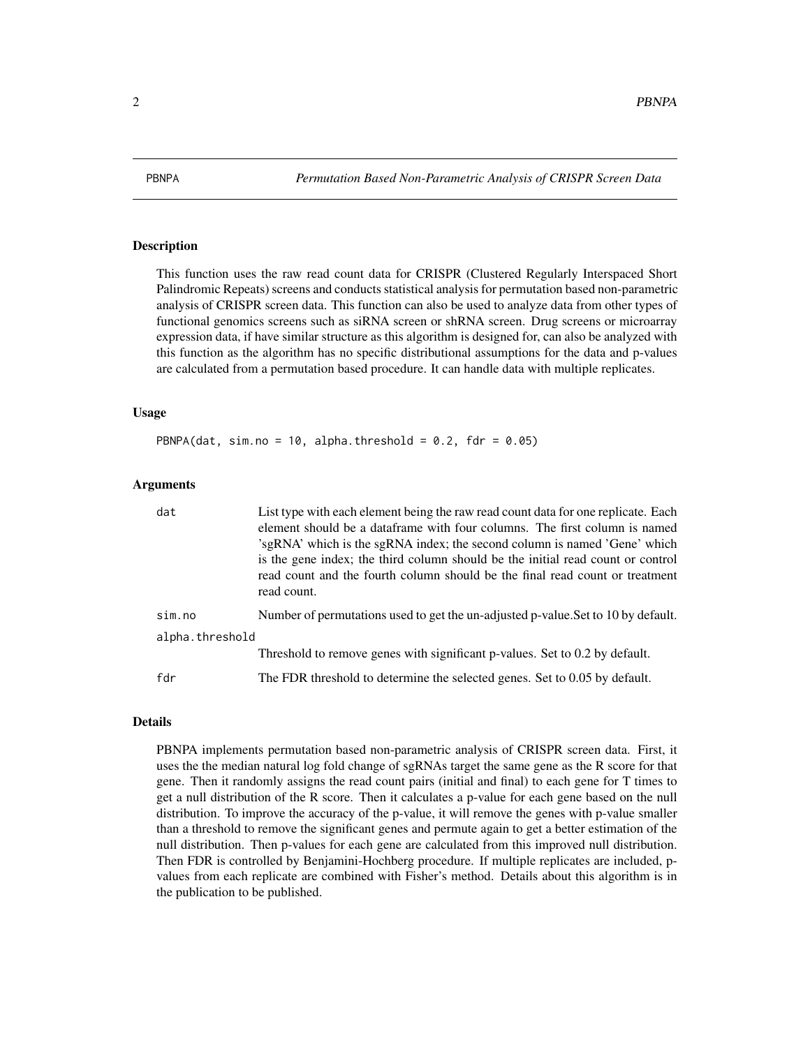PBNPA *Permutation Based Non-Parametric Analysis of CRISPR Screen Data*

## Description

This function uses the raw read count data for CRISPR (Clustered Regularly Interspaced Short Palindromic Repeats) screens and conducts statistical analysis for permutation based non-parametric analysis of CRISPR screen data. This function can also be used to analyze data from other types of functional genomics screens such as siRNA screen or shRNA screen. Drug screens or microarray expression data, if have similar structure as this algorithm is designed for, can also be analyzed with this function as the algorithm has no specific distributional assumptions for the data and p-values are calculated from a permutation based procedure. It can handle data with multiple replicates.

## Usage

```
PBNPA(dat, sim.no = 10, alpha.threshold = 0.2, fdr = 0.05)
```

## Arguments

| | |
|---|---|
| `dat` | List type with each element being the raw read count data for one replicate. Each element should be a dataframe with four columns. The first column is named 'sgRNA' which is the sgRNA index; the second column is named 'Gene' which is the gene index; the third column should be the initial read count or control read count and the fourth column should be the final read count or treatment read count. |
| `sim.no` | Number of permutations used to get the un-adjusted p-value.Set to 10 by default. |
| `alpha.threshold` | Threshold to remove genes with significant p-values. Set to 0.2 by default. |
| `fdr` | The FDR threshold to determine the selected genes. Set to 0.05 by default. |

## Details

PBNPA implements permutation based non-parametric analysis of CRISPR screen data. First, it uses the the median natural log fold change of sgRNAs target the same gene as the R score for that gene. Then it randomly assigns the read count pairs (initial and final) to each gene for T times to get a null distribution of the R score. Then it calculates a p-value for each gene based on the null distribution. To improve the accuracy of the p-value, it will remove the genes with p-value smaller than a threshold to remove the significant genes and permute again to get a better estimation of the null distribution. Then p-values for each gene are calculated from this improved null distribution. Then FDR is controlled by Benjamini-Hochberg procedure. If multiple replicates are included, p-values from each replicate are combined with Fisher's method. Details about this algorithm is in the publication to be published.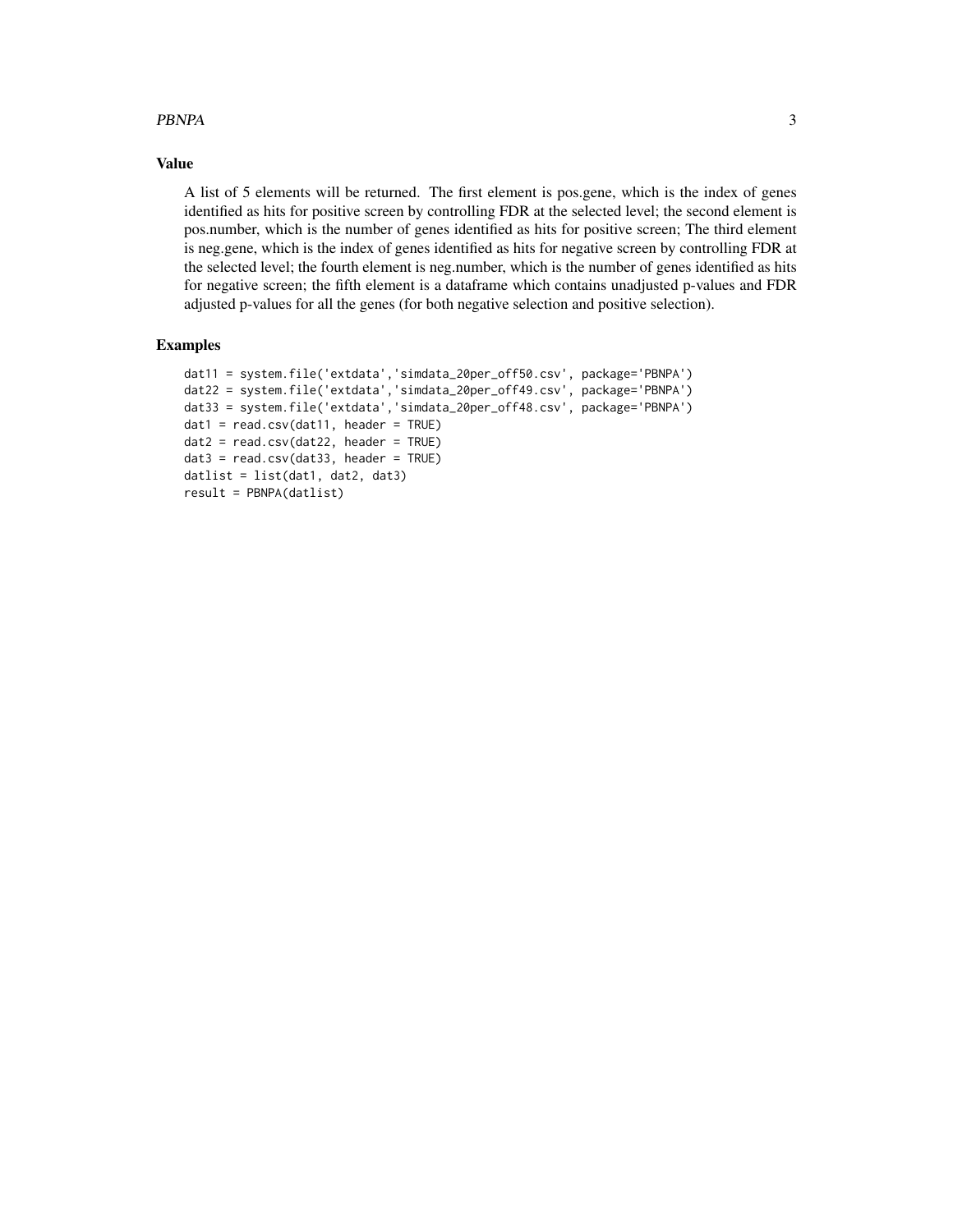## Value

A list of 5 elements will be returned. The first element is pos.gene, which is the index of genes identified as hits for positive screen by controlling FDR at the selected level; the second element is pos.number, which is the number of genes identified as hits for positive screen; The third element is neg.gene, which is the index of genes identified as hits for negative screen by controlling FDR at the selected level; the fourth element is neg.number, which is the number of genes identified as hits for negative screen; the fifth element is a dataframe which contains unadjusted p-values and FDR adjusted p-values for all the genes (for both negative selection and positive selection).

## Examples

```
dat11 = system.file('extdata','simdata_20per_off50.csv', package='PBNPA')
dat22 = system.file('extdata','simdata_20per_off49.csv', package='PBNPA')
dat33 = system.file('extdata','simdata_20per_off48.csv', package='PBNPA')
dat1 = read.csv(dat11, header = TRUE)
dat2 = read.csv(dat22, header = TRUE)
dat3 = read.csv(dat33, header = TRUE)
datlist = list(dat1, dat2, dat3)
result = PBNPA(datlist)
```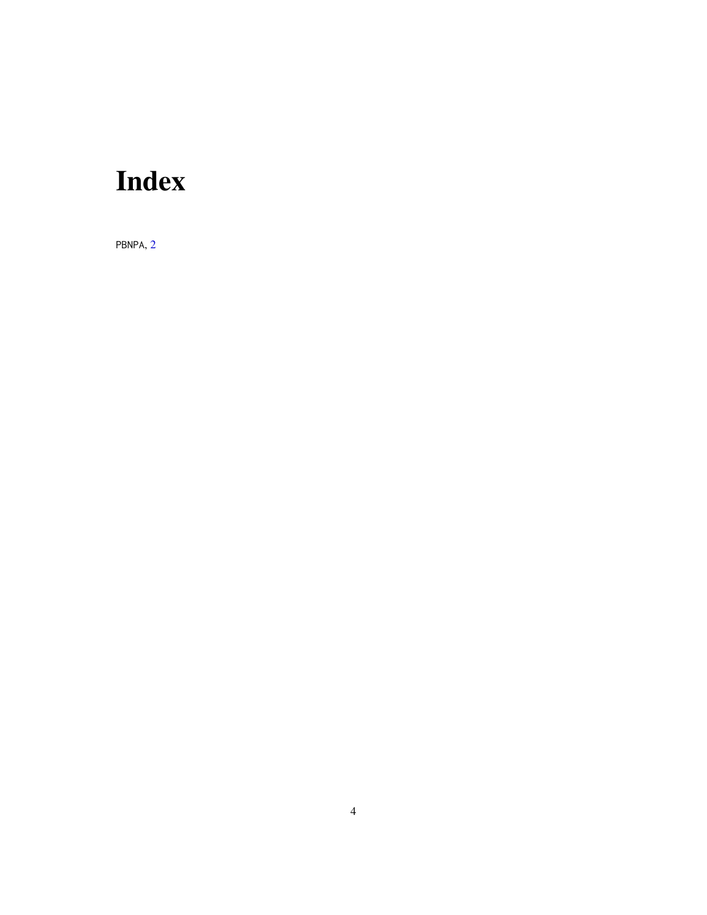# Index

PBNPA, 2